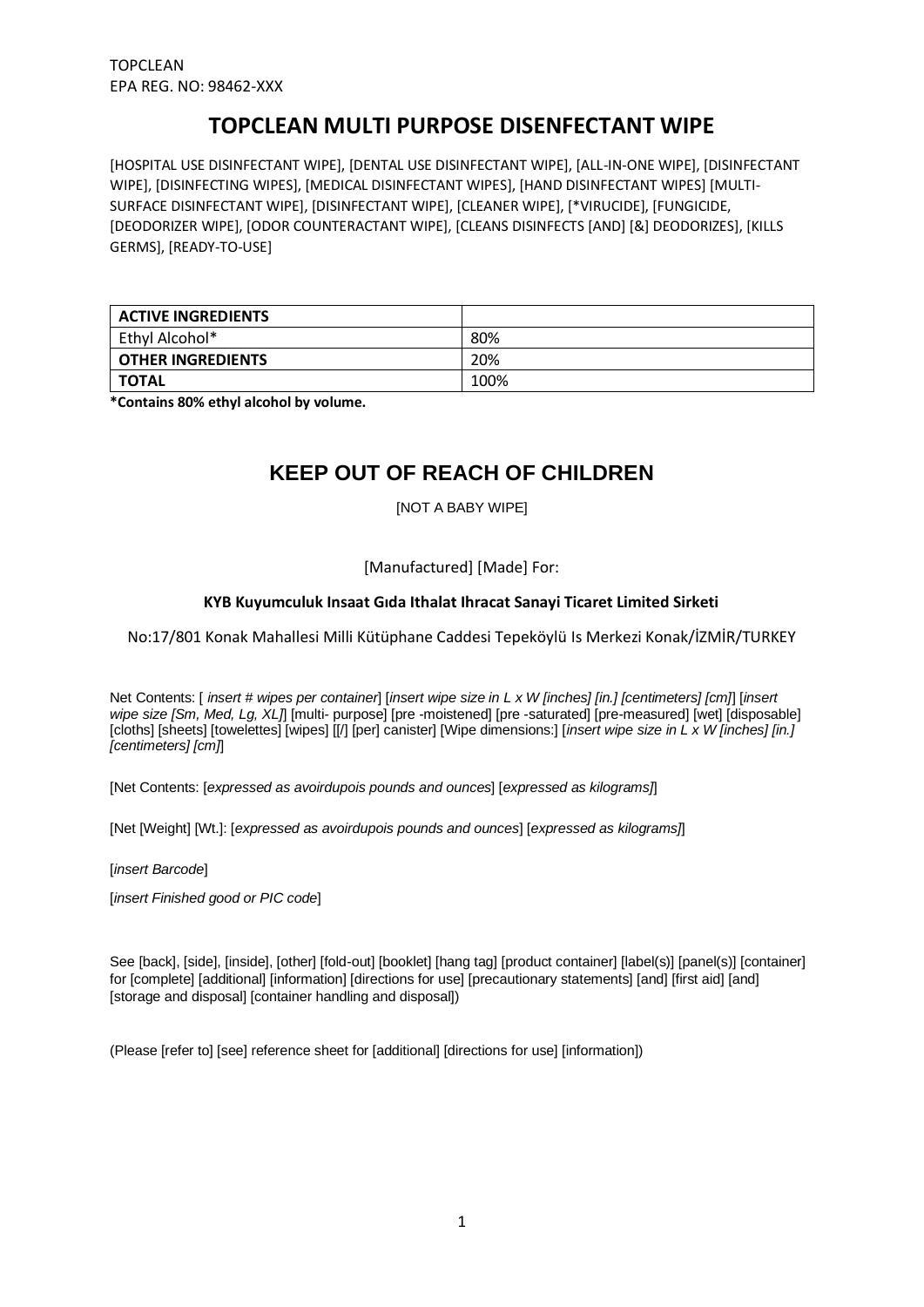TOPCLEAN
EPA REG. NO: 98462-XXX

# TOPCLEAN MULTI PURPOSE DISENFECTANT WIPE

[HOSPITAL USE DISINFECTANT WIPE], [DENTAL USE DISINFECTANT WIPE], [ALL-IN-ONE WIPE], [DISINFECTANT WIPE], [DISINFECTING WIPES], [MEDICAL DISINFECTANT WIPES], [HAND DISINFECTANT WIPES] [MULTI-SURFACE DISINFECTANT WIPE], [DISINFECTANT WIPE], [CLEANER WIPE], [*VIRUCIDE], [FUNGICIDE, [DEODORIZER WIPE], [ODOR COUNTERACTANT WIPE], [CLEANS DISINFECTS [AND] [&] DEODORIZES], [KILLS GERMS], [READY-TO-USE]

| **ACTIVE INGREDIENTS** | |
|---|---|
| Ethyl Alcohol* | 80% |
| **OTHER INGREDIENTS** | 20% |
| **TOTAL** | 100% |

***Contains 80% ethyl alcohol by volume.**

## KEEP OUT OF REACH OF CHILDREN

[NOT A BABY WIPE]

[Manufactured] [Made] For:

**KYB Kuyumculuk Insaat Gıda Ithalat Ihracat Sanayi Ticaret Limited Sirketi**

No:17/801 Konak Mahallesi Milli Kütüphane Caddesi Tepeköylü Is Merkezi Konak/İZMİR/TURKEY

Net Contents: [ *insert # wipes per container*] [*insert wipe size in L x W [inches] [in.] [centimeters] [cm]*] [*insert wipe size [Sm, Med, Lg, XL]*] [multi- purpose] [pre -moistened] [pre -saturated] [pre-measured] [wet] [disposable] [cloths] [sheets] [towelettes] [wipes] [[/] [per] canister] [Wipe dimensions:] [*insert wipe size in L x W [inches] [in.] [centimeters] [cm]*]

[Net Contents: [*expressed as avoirdupois pounds and ounces*] [*expressed as kilograms]*]

[Net [Weight] [Wt.]: [*expressed as avoirdupois pounds and ounces*] [*expressed as kilograms]*]

[*insert Barcode*]

[*insert Finished good or PIC code*]

See [back], [side], [inside], [other] [fold-out] [booklet] [hang tag] [product container] [label(s)] [panel(s)] [container] for [complete] [additional] [information] [directions for use] [precautionary statements] [and] [first aid] [and] [storage and disposal] [container handling and disposal])

(Please [refer to] [see] reference sheet for [additional] [directions for use] [information])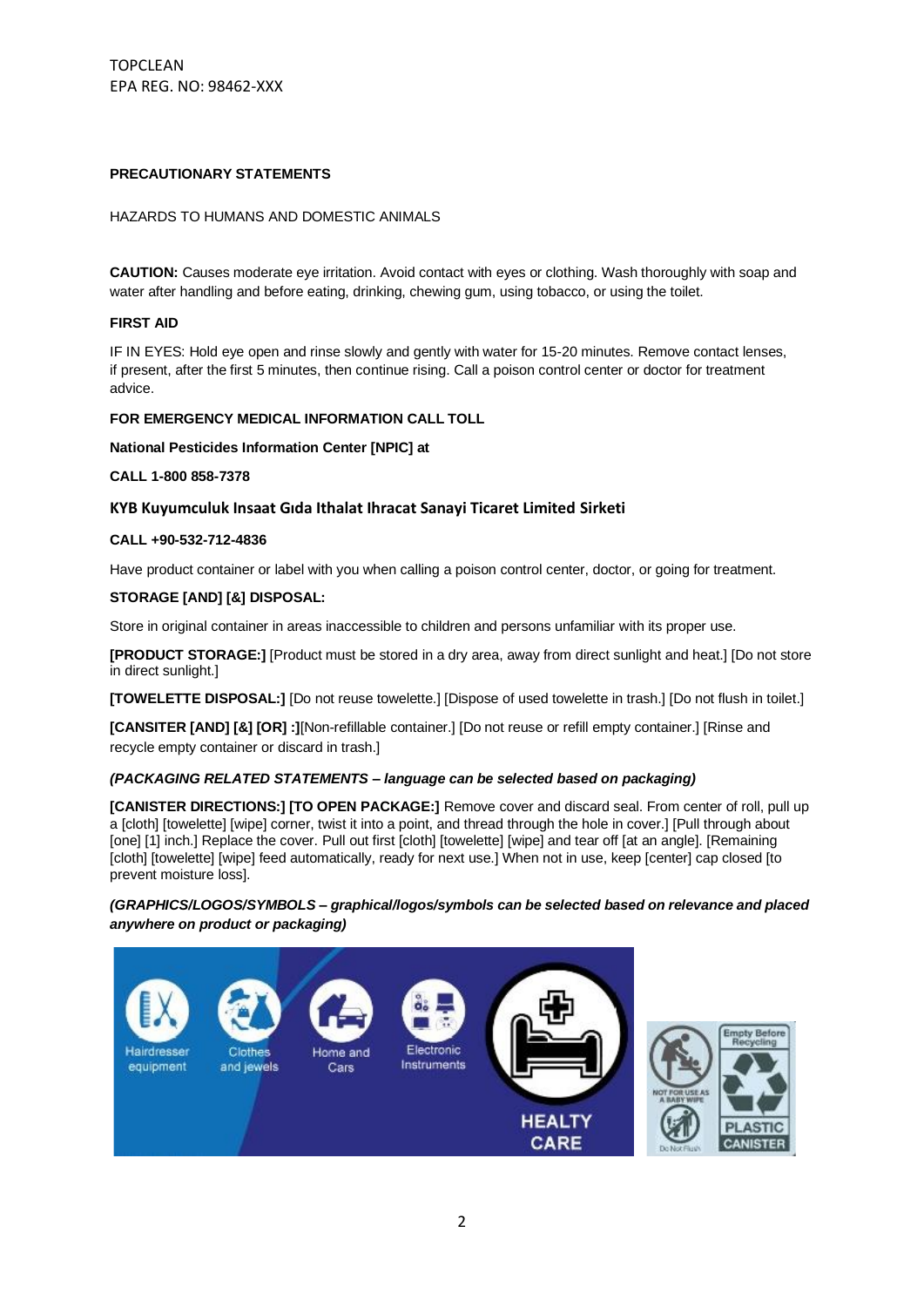TOPCLEAN
EPA REG. NO: 98462-XXX

**PRECAUTIONARY STATEMENTS**

HAZARDS TO HUMANS AND DOMESTIC ANIMALS

**CAUTION:** Causes moderate eye irritation. Avoid contact with eyes or clothing. Wash thoroughly with soap and water after handling and before eating, drinking, chewing gum, using tobacco, or using the toilet.

**FIRST AID**

IF IN EYES: Hold eye open and rinse slowly and gently with water for 15-20 minutes. Remove contact lenses, if present, after the first 5 minutes, then continue rising. Call a poison control center or doctor for treatment advice.

**FOR EMERGENCY MEDICAL INFORMATION CALL TOLL**

**National Pesticides Information Center [NPIC] at**

**CALL 1-800 858-7378**

**KYB Kuyumculuk Insaat Gıda Ithalat Ihracat Sanayi Ticaret Limited Sirketi**

**CALL +90-532-712-4836**

Have product container or label with you when calling a poison control center, doctor, or going for treatment.

**STORAGE [AND] [&] DISPOSAL:**

Store in original container in areas inaccessible to children and persons unfamiliar with its proper use.

**[PRODUCT STORAGE:]** [Product must be stored in a dry area, away from direct sunlight and heat.] [Do not store in direct sunlight.]

**[TOWELETTE DISPOSAL:]** [Do not reuse towelette.] [Dispose of used towelette in trash.] [Do not flush in toilet.]

**[CANSITER [AND] [&] [OR] :]**[Non-refillable container.] [Do not reuse or refill empty container.] [Rinse and recycle empty container or discard in trash.]

***(PACKAGING RELATED STATEMENTS – language can be selected based on packaging)***

**[CANISTER DIRECTIONS:] [TO OPEN PACKAGE:]** Remove cover and discard seal. From center of roll, pull up a [cloth] [towelette] [wipe] corner, twist it into a point, and thread through the hole in cover.] [Pull through about [one] [1] inch.] Replace the cover. Pull out first [cloth] [towelette] [wipe] and tear off [at an angle]. [Remaining [cloth] [towelette] [wipe] feed automatically, ready for next use.] When not in use, keep [center] cap closed [to prevent moisture loss].

***(GRAPHICS/LOGOS/SYMBOLS – graphical/logos/symbols can be selected based on relevance and placed anywhere on product or packaging)***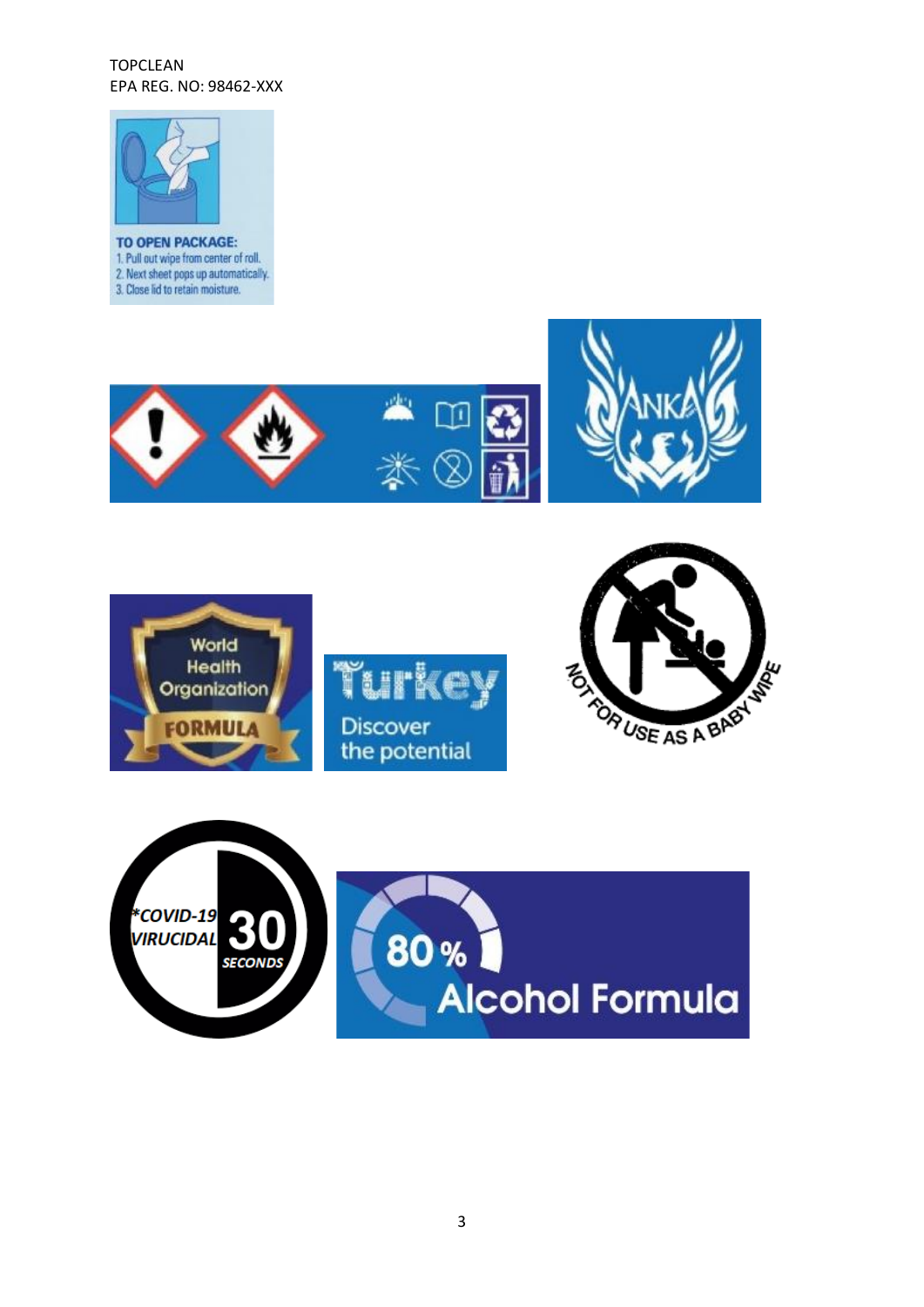TOPCLEAN
EPA REG. NO: 98462-XXX

**TO OPEN PACKAGE:**
1. Pull out wipe from center of roll.
2. Next sheet pops up automatically.
3. Close lid to retain moisture.

ANKA

World Health Organization FORMULA

Turkey
Discover the potential

NOT FOR USE AS A BABY WIPE

*COVID-19 VIRUCIDAL 30 SECONDS

80 % Alcohol Formula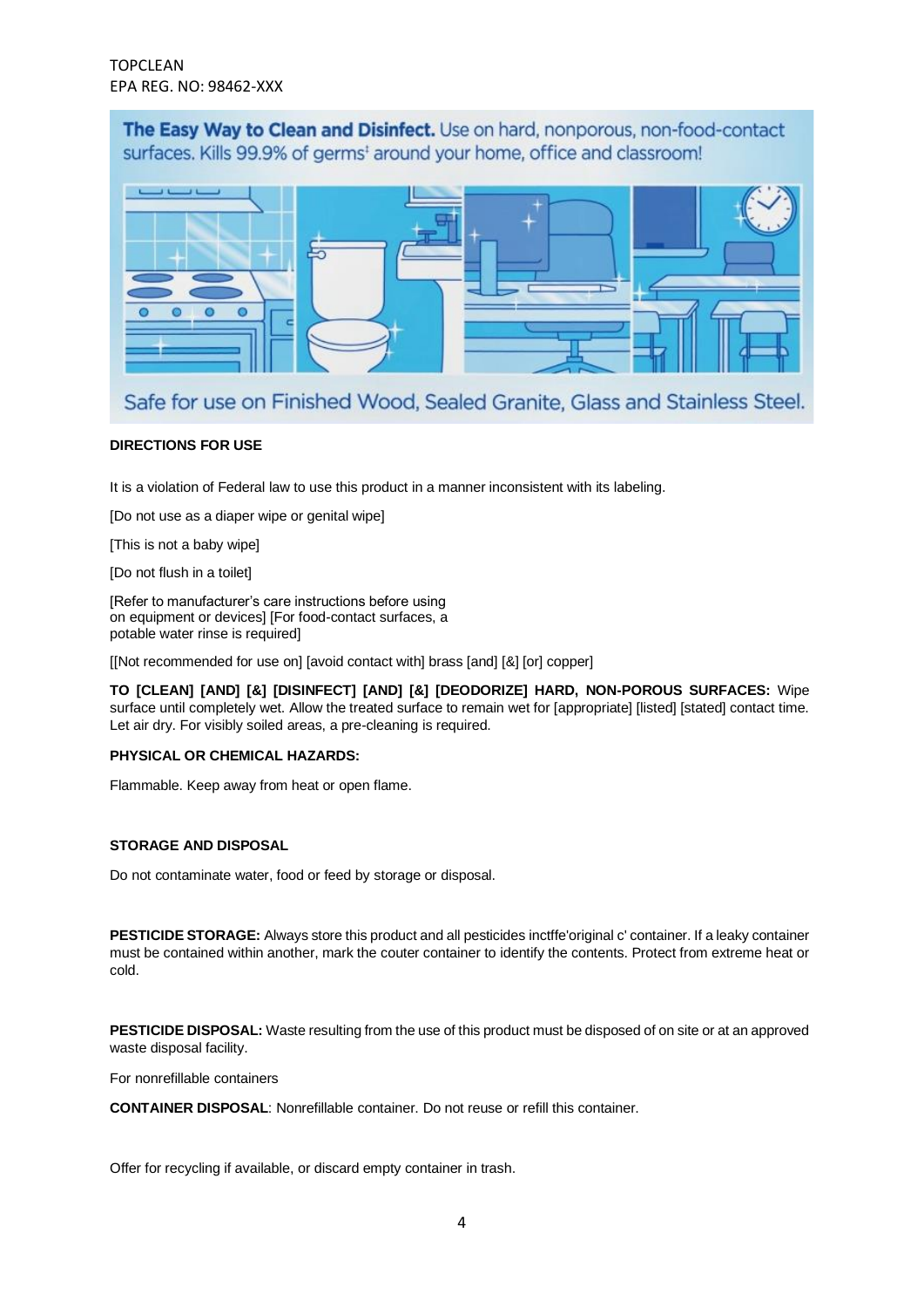TOPCLEAN
EPA REG. NO: 98462-XXX

**The Easy Way to Clean and Disinfect.** Use on hard, nonporous, non-food-contact surfaces. Kills 99.9% of germs† around your home, office and classroom!

Safe for use on Finished Wood, Sealed Granite, Glass and Stainless Steel.

**DIRECTIONS FOR USE**

It is a violation of Federal law to use this product in a manner inconsistent with its labeling.

[Do not use as a diaper wipe or genital wipe]

[This is not a baby wipe]

[Do not flush in a toilet]

[Refer to manufacturer's care instructions before using on equipment or devices] [For food-contact surfaces, a potable water rinse is required]

[[Not recommended for use on] [avoid contact with] brass [and] [&] [or] copper]

**TO [CLEAN] [AND] [&] [DISINFECT] [AND] [&] [DEODORIZE] HARD, NON-POROUS SURFACES:** Wipe surface until completely wet. Allow the treated surface to remain wet for [appropriate] [listed] [stated] contact time. Let air dry. For visibly soiled areas, a pre-cleaning is required.

**PHYSICAL OR CHEMICAL HAZARDS:**

Flammable. Keep away from heat or open flame.

**STORAGE AND DISPOSAL**

Do not contaminate water, food or feed by storage or disposal.

**PESTICIDE STORAGE:** Always store this product and all pesticides inctffe'original c' container. If a leaky container must be contained within another, mark the couter container to identify the contents. Protect from extreme heat or cold.

**PESTICIDE DISPOSAL:** Waste resulting from the use of this product must be disposed of on site or at an approved waste disposal facility.

For nonrefillable containers

**CONTAINER DISPOSAL**: Nonrefillable container. Do not reuse or refill this container.

Offer for recycling if available, or discard empty container in trash.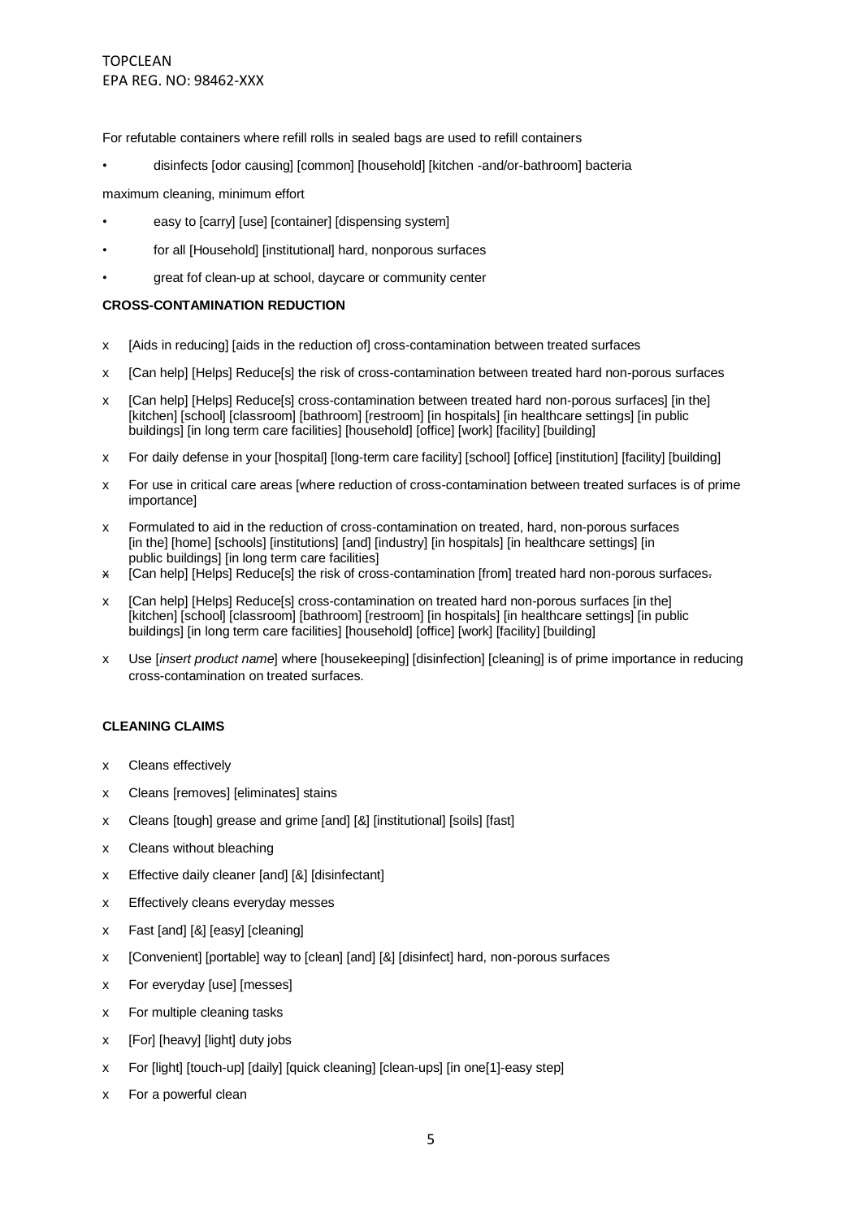TOPCLEAN
EPA REG. NO: 98462-XXX

For refutable containers where refill rolls in sealed bags are used to refill containers

- disinfects [odor causing] [common] [household] [kitchen -and/or-bathroom] bacteria

maximum cleaning, minimum effort

- easy to [carry] [use] [container] [dispensing system]
- for all [Household] [institutional] hard, nonporous surfaces
- great fof clean-up at school, daycare or community center

**CROSS-CONTAMINATION REDUCTION**

- [Aids in reducing] [aids in the reduction of] cross-contamination between treated surfaces
- [Can help] [Helps] Reduce[s] the risk of cross-contamination between treated hard non-porous surfaces
- [Can help] [Helps] Reduce[s] cross-contamination between treated hard non-porous surfaces] [in the] [kitchen] [school] [classroom] [bathroom] [restroom] [in hospitals] [in healthcare settings] [in public buildings] [in long term care facilities] [household] [office] [work] [facility] [building]
- For daily defense in your [hospital] [long-term care facility] [school] [office] [institution] [facility] [building]
- For use in critical care areas [where reduction of cross-contamination between treated surfaces is of prime importance]
- Formulated to aid in the reduction of cross-contamination on treated, hard, non-porous surfaces [in the] [home] [schools] [institutions] [and] [industry] [in hospitals] [in healthcare settings] [in public buildings] [in long term care facilities]
- [Can help] [Helps] Reduce[s] the risk of cross-contamination [from] treated hard non-porous surfaces.
- [Can help] [Helps] Reduce[s] cross-contamination on treated hard non-porous surfaces [in the] [kitchen] [school] [classroom] [bathroom] [restroom] [in hospitals] [in healthcare settings] [in public buildings] [in long term care facilities] [household] [office] [work] [facility] [building]
- Use [*insert product name*] where [housekeeping] [disinfection] [cleaning] is of prime importance in reducing cross-contamination on treated surfaces.

**CLEANING CLAIMS**

- Cleans effectively
- Cleans [removes] [eliminates] stains
- Cleans [tough] grease and grime [and] [&] [institutional] [soils] [fast]
- Cleans without bleaching
- Effective daily cleaner [and] [&] [disinfectant]
- Effectively cleans everyday messes
- Fast [and] [&] [easy] [cleaning]
- [Convenient] [portable] way to [clean] [and] [&] [disinfect] hard, non-porous surfaces
- For everyday [use] [messes]
- For multiple cleaning tasks
- [For] [heavy] [light] duty jobs
- For [light] [touch-up] [daily] [quick cleaning] [clean-ups] [in one[1]-easy step]
- For a powerful clean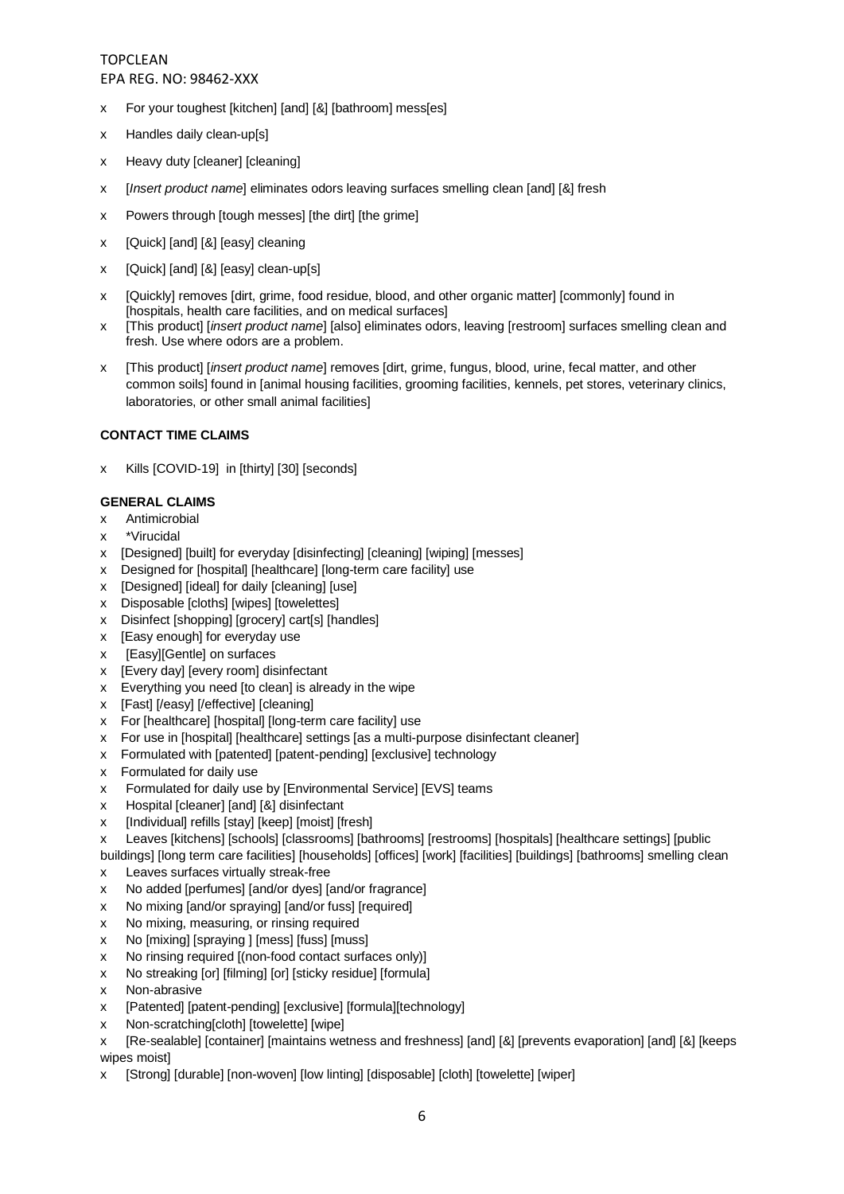- For your toughest [kitchen] [and] [&] [bathroom] mess[es]
- Handles daily clean-up[s]
- Heavy duty [cleaner] [cleaning]
- [*Insert product name*] eliminates odors leaving surfaces smelling clean [and] [&] fresh
- Powers through [tough messes] [the dirt] [the grime]
- [Quick] [and] [&] [easy] cleaning
- [Quick] [and] [&] [easy] clean-up[s]
- [Quickly] removes [dirt, grime, food residue, blood, and other organic matter] [commonly] found in [hospitals, health care facilities, and on medical surfaces]
- [This product] [*insert product name*] [also] eliminates odors, leaving [restroom] surfaces smelling clean and fresh. Use where odors are a problem.
- [This product] [*insert product name*] removes [dirt, grime, fungus, blood, urine, fecal matter, and other common soils] found in [animal housing facilities, grooming facilities, kennels, pet stores, veterinary clinics, laboratories, or other small animal facilities]

**CONTACT TIME CLAIMS**

- Kills [COVID-19] in [thirty] [30] [seconds]

**GENERAL CLAIMS**

- Antimicrobial
- *Virucidal
- [Designed] [built] for everyday [disinfecting] [cleaning] [wiping] [messes]
- Designed for [hospital] [healthcare] [long-term care facility] use
- [Designed] [ideal] for daily [cleaning] [use]
- Disposable [cloths] [wipes] [towelettes]
- Disinfect [shopping] [grocery] cart[s] [handles]
- [Easy enough] for everyday use
- [Easy][Gentle] on surfaces
- [Every day] [every room] disinfectant
- Everything you need [to clean] is already in the wipe
- [Fast] [/easy] [/effective] [cleaning]
- For [healthcare] [hospital] [long-term care facility] use
- For use in [hospital] [healthcare] settings [as a multi-purpose disinfectant cleaner]
- Formulated with [patented] [patent-pending] [exclusive] technology
- Formulated for daily use
- Formulated for daily use by [Environmental Service] [EVS] teams
- Hospital [cleaner] [and] [&] disinfectant
- [Individual] refills [stay] [keep] [moist] [fresh]
- Leaves [kitchens] [schools] [classrooms] [bathrooms] [restrooms] [hospitals] [healthcare settings] [public buildings] [long term care facilities] [households] [offices] [work] [facilities] [buildings] [bathrooms] smelling clean
- Leaves surfaces virtually streak-free
- No added [perfumes] [and/or dyes] [and/or fragrance]
- No mixing [and/or spraying] [and/or fuss] [required]
- No mixing, measuring, or rinsing required
- No [mixing] [spraying ] [mess] [fuss] [muss]
- No rinsing required [(non-food contact surfaces only)]
- No streaking [or] [filming] [or] [sticky residue] [formula]
- Non-abrasive
- [Patented] [patent-pending] [exclusive] [formula][technology]
- Non-scratching[cloth] [towelette] [wipe]
- [Re-sealable] [container] [maintains wetness and freshness] [and] [&] [prevents evaporation] [and] [&] [keeps wipes moist]
- [Strong] [durable] [non-woven] [low linting] [disposable] [cloth] [towelette] [wiper]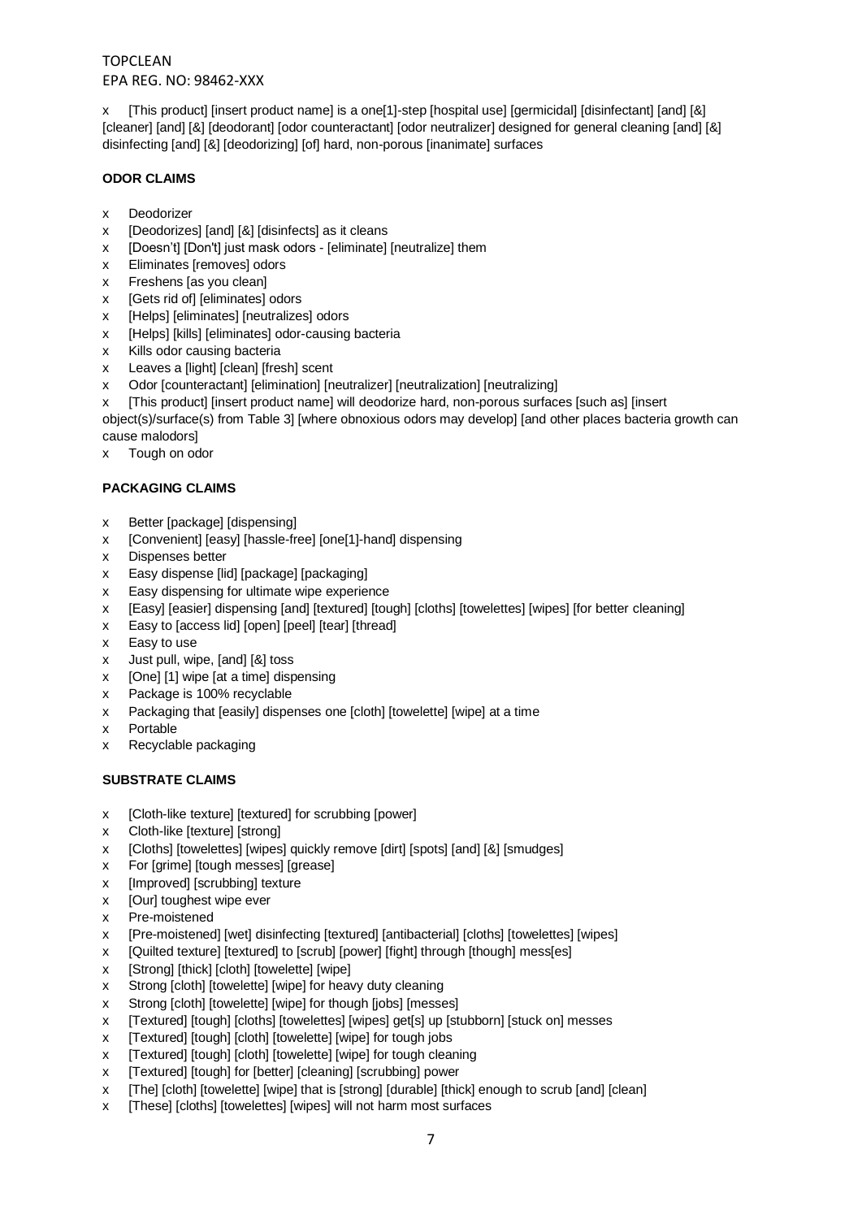TOPCLEAN
EPA REG. NO: 98462-XXX

- [This product] [insert product name] is a one[1]-step [hospital use] [germicidal] [disinfectant] [and] [&] [cleaner] [and] [&] [deodorant] [odor counteractant] [odor neutralizer] designed for general cleaning [and] [&] disinfecting [and] [&] [deodorizing] [of] hard, non-porous [inanimate] surfaces

**ODOR CLAIMS**

- Deodorizer
- [Deodorizes] [and] [&] [disinfects] as it cleans
- [Doesn't] [Don't] just mask odors - [eliminate] [neutralize] them
- Eliminates [removes] odors
- Freshens [as you clean]
- [Gets rid of] [eliminates] odors
- [Helps] [eliminates] [neutralizes] odors
- [Helps] [kills] [eliminates] odor-causing bacteria
- Kills odor causing bacteria
- Leaves a [light] [clean] [fresh] scent
- Odor [counteractant] [elimination] [neutralizer] [neutralization] [neutralizing]
- [This product] [insert product name] will deodorize hard, non-porous surfaces [such as] [insert object(s)/surface(s) from Table 3] [where obnoxious odors may develop] [and other places bacteria growth can cause malodors]
- Tough on odor

**PACKAGING CLAIMS**

- Better [package] [dispensing]
- [Convenient] [easy] [hassle-free] [one[1]-hand] dispensing
- Dispenses better
- Easy dispense [lid] [package] [packaging]
- Easy dispensing for ultimate wipe experience
- [Easy] [easier] dispensing [and] [textured] [tough] [cloths] [towelettes] [wipes] [for better cleaning]
- Easy to [access lid] [open] [peel] [tear] [thread]
- Easy to use
- Just pull, wipe, [and] [&] toss
- [One] [1] wipe [at a time] dispensing
- Package is 100% recyclable
- Packaging that [easily] dispenses one [cloth] [towelette] [wipe] at a time
- Portable
- Recyclable packaging

**SUBSTRATE CLAIMS**

- [Cloth-like texture] [textured] for scrubbing [power]
- Cloth-like [texture] [strong]
- [Cloths] [towelettes] [wipes] quickly remove [dirt] [spots] [and] [&] [smudges]
- For [grime] [tough messes] [grease]
- [Improved] [scrubbing] texture
- [Our] toughest wipe ever
- Pre-moistened
- [Pre-moistened] [wet] disinfecting [textured] [antibacterial] [cloths] [towelettes] [wipes]
- [Quilted texture] [textured] to [scrub] [power] [fight] through [though] mess[es]
- [Strong] [thick] [cloth] [towelette] [wipe]
- Strong [cloth] [towelette] [wipe] for heavy duty cleaning
- Strong [cloth] [towelette] [wipe] for though [jobs] [messes]
- [Textured] [tough] [cloths] [towelettes] [wipes] get[s] up [stubborn] [stuck on] messes
- [Textured] [tough] [cloth] [towelette] [wipe] for tough jobs
- [Textured] [tough] [cloth] [towelette] [wipe] for tough cleaning
- [Textured] [tough] for [better] [cleaning] [scrubbing] power
- [The] [cloth] [towelette] [wipe] that is [strong] [durable] [thick] enough to scrub [and] [clean]
- [These] [cloths] [towelettes] [wipes] will not harm most surfaces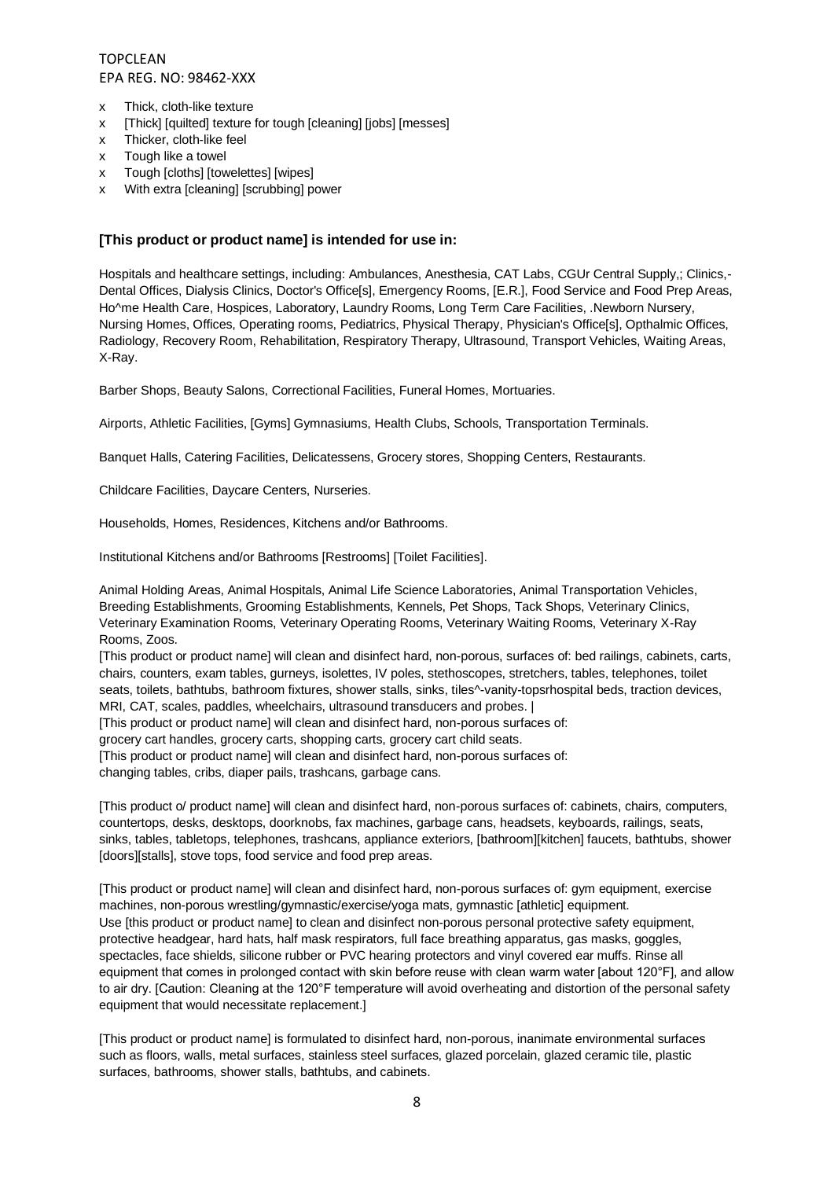- x Thick, cloth-like texture
- x [Thick] [quilted] texture for tough [cleaning] [jobs] [messes]
- x Thicker, cloth-like feel
- x Tough like a towel
- x Tough [cloths] [towelettes] [wipes]
- x With extra [cleaning] [scrubbing] power

**[This product or product name] is intended for use in:**

Hospitals and healthcare settings, including: Ambulances, Anesthesia, CAT Labs, CGUr Central Supply,; Clinics,- Dental Offices, Dialysis Clinics, Doctor's Office[s], Emergency Rooms, [E.R.], Food Service and Food Prep Areas, Ho^me Health Care, Hospices, Laboratory, Laundry Rooms, Long Term Care Facilities, .Newborn Nursery, Nursing Homes, Offices, Operating rooms, Pediatrics, Physical Therapy, Physician's Office[s], Opthalmic Offices, Radiology, Recovery Room, Rehabilitation, Respiratory Therapy, Ultrasound, Transport Vehicles, Waiting Areas, X-Ray.

Barber Shops, Beauty Salons, Correctional Facilities, Funeral Homes, Mortuaries.

Airports, Athletic Facilities, [Gyms] Gymnasiums, Health Clubs, Schools, Transportation Terminals.

Banquet Halls, Catering Facilities, Delicatessens, Grocery stores, Shopping Centers, Restaurants.

Childcare Facilities, Daycare Centers, Nurseries.

Households, Homes, Residences, Kitchens and/or Bathrooms.

Institutional Kitchens and/or Bathrooms [Restrooms] [Toilet Facilities].

Animal Holding Areas, Animal Hospitals, Animal Life Science Laboratories, Animal Transportation Vehicles, Breeding Establishments, Grooming Establishments, Kennels, Pet Shops, Tack Shops, Veterinary Clinics, Veterinary Examination Rooms, Veterinary Operating Rooms, Veterinary Waiting Rooms, Veterinary X-Ray Rooms, Zoos.

[This product or product name] will clean and disinfect hard, non-porous, surfaces of: bed railings, cabinets, carts, chairs, counters, exam tables, gurneys, isolettes, IV poles, stethoscopes, stretchers, tables, telephones, toilet seats, toilets, bathtubs, bathroom fixtures, shower stalls, sinks, tiles^-vanity-topsrhospital beds, traction devices, MRI, CAT, scales, paddles, wheelchairs, ultrasound transducers and probes. |

[This product or product name] will clean and disinfect hard, non-porous surfaces of:
grocery cart handles, grocery carts, shopping carts, grocery cart child seats.

[This product or product name] will clean and disinfect hard, non-porous surfaces of:
changing tables, cribs, diaper pails, trashcans, garbage cans.

[This product o/ product name] will clean and disinfect hard, non-porous surfaces of: cabinets, chairs, computers, countertops, desks, desktops, doorknobs, fax machines, garbage cans, headsets, keyboards, railings, seats, sinks, tables, tabletops, telephones, trashcans, appliance exteriors, [bathroom][kitchen] faucets, bathtubs, shower [doors][stalls], stove tops, food service and food prep areas.

[This product or product name] will clean and disinfect hard, non-porous surfaces of: gym equipment, exercise machines, non-porous wrestling/gymnastic/exercise/yoga mats, gymnastic [athletic] equipment.

Use [this product or product name] to clean and disinfect non-porous personal protective safety equipment, protective headgear, hard hats, half mask respirators, full face breathing apparatus, gas masks, goggles, spectacles, face shields, silicone rubber or PVC hearing protectors and vinyl covered ear muffs. Rinse all equipment that comes in prolonged contact with skin before reuse with clean warm water [about 120°F], and allow to air dry. [Caution: Cleaning at the 120°F temperature will avoid overheating and distortion of the personal safety equipment that would necessitate replacement.]

[This product or product name] is formulated to disinfect hard, non-porous, inanimate environmental surfaces such as floors, walls, metal surfaces, stainless steel surfaces, glazed porcelain, glazed ceramic tile, plastic surfaces, bathrooms, shower stalls, bathtubs, and cabinets.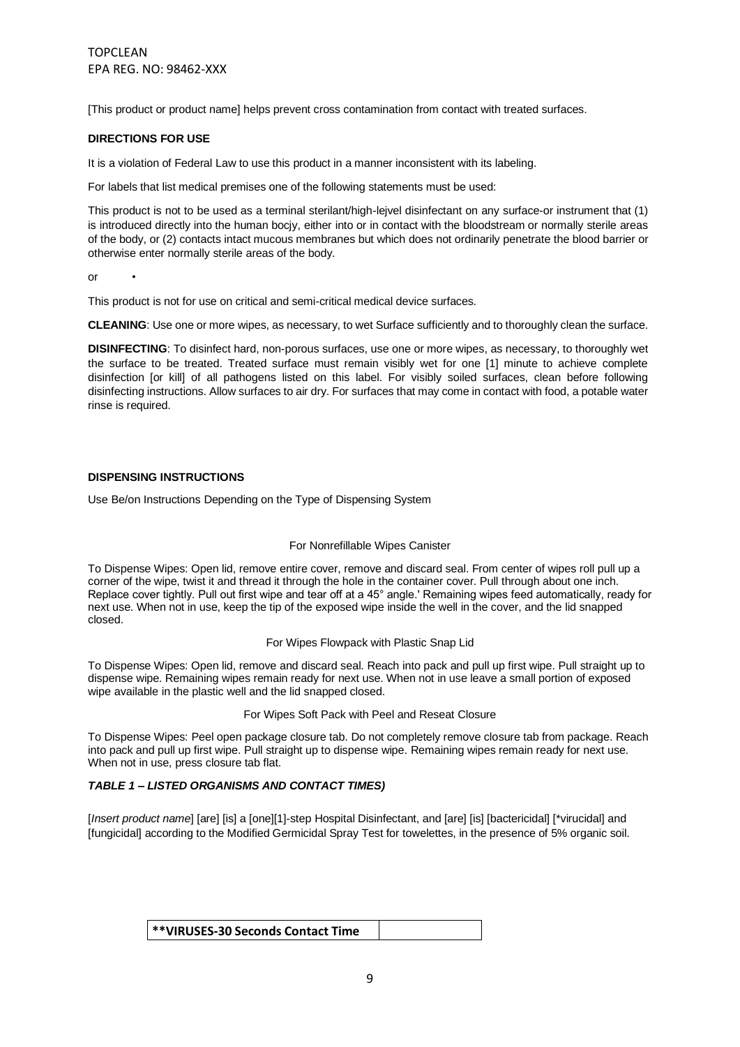TOPCLEAN
EPA REG. NO: 98462-XXX

[This product or product name] helps prevent cross contamination from contact with treated surfaces.

**DIRECTIONS FOR USE**

It is a violation of Federal Law to use this product in a manner inconsistent with its labeling.

For labels that list medical premises one of the following statements must be used:

This product is not to be used as a terminal sterilant/high-lejvel disinfectant on any surface-or instrument that (1) is introduced directly into the human bocjy, either into or in contact with the bloodstream or normally sterile areas of the body, or (2) contacts intact mucous membranes but which does not ordinarily penetrate the blood barrier or otherwise enter normally sterile areas of the body.

or •

This product is not for use on critical and semi-critical medical device surfaces.

**CLEANING**: Use one or more wipes, as necessary, to wet Surface sufficiently and to thoroughly clean the surface.

**DISINFECTING**: To disinfect hard, non-porous surfaces, use one or more wipes, as necessary, to thoroughly wet the surface to be treated. Treated surface must remain visibly wet for one [1] minute to achieve complete disinfection [or kill] of all pathogens listed on this label. For visibly soiled surfaces, clean before following disinfecting instructions. Allow surfaces to air dry. For surfaces that may come in contact with food, a potable water rinse is required.

**DISPENSING INSTRUCTIONS**

Use Be/on Instructions Depending on the Type of Dispensing System

For Nonrefillable Wipes Canister

To Dispense Wipes: Open lid, remove entire cover, remove and discard seal. From center of wipes roll pull up a corner of the wipe, twist it and thread it through the hole in the container cover. Pull through about one inch. Replace cover tightly. Pull out first wipe and tear off at a 45° angle.' Remaining wipes feed automatically, ready for next use. When not in use, keep the tip of the exposed wipe inside the well in the cover, and the lid snapped closed.

For Wipes Flowpack with Plastic Snap Lid

To Dispense Wipes: Open lid, remove and discard seal. Reach into pack and pull up first wipe. Pull straight up to dispense wipe. Remaining wipes remain ready for next use. When not in use leave a small portion of exposed wipe available in the plastic well and the lid snapped closed.

For Wipes Soft Pack with Peel and Reseat Closure

To Dispense Wipes: Peel open package closure tab. Do not completely remove closure tab from package. Reach into pack and pull up first wipe. Pull straight up to dispense wipe. Remaining wipes remain ready for next use. When not in use, press closure tab flat.

***TABLE 1 – LISTED ORGANISMS AND CONTACT TIMES)***

[*Insert product name*] [are] [is] a [one][1]-step Hospital Disinfectant, and [are] [is] [bactericidal] [*virucidal] and [fungicidal] according to the Modified Germicidal Spray Test for towelettes, in the presence of 5% organic soil.

| **\*\*VIRUSES-30 Seconds Contact Time** | |
|---|---|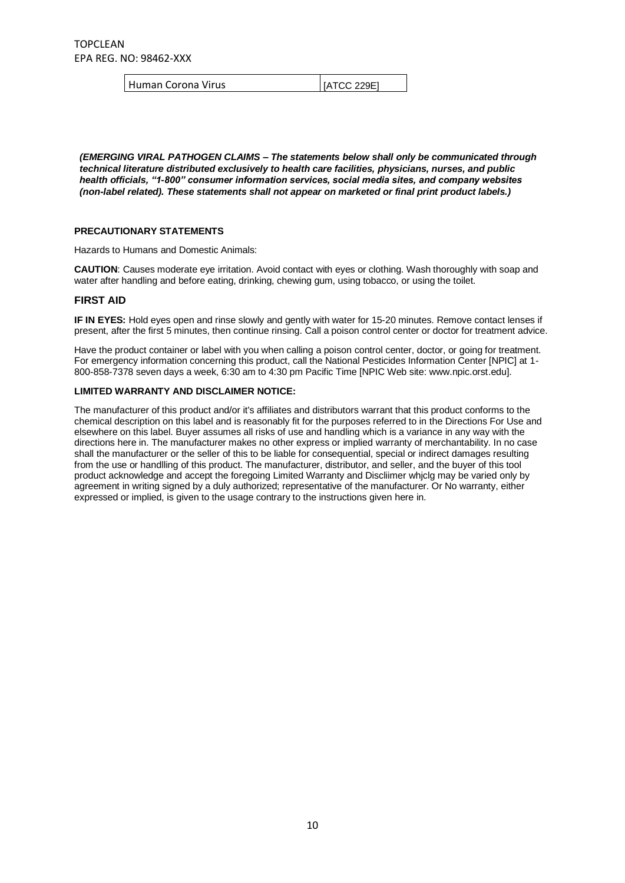TOPCLEAN
EPA REG. NO: 98462-XXX

| | |
|---|---|
| Human Corona Virus | [ATCC 229E] |

***(EMERGING VIRAL PATHOGEN CLAIMS – The statements below shall only be communicated through technical literature distributed exclusively to health care facilities, physicians, nurses, and public health officials, "1-800" consumer information services, social media sites, and company websites (non-label related). These statements shall not appear on marketed or final print product labels.)***

**PRECAUTIONARY STATEMENTS**

Hazards to Humans and Domestic Animals:

**CAUTION**: Causes moderate eye irritation. Avoid contact with eyes or clothing. Wash thoroughly with soap and water after handling and before eating, drinking, chewing gum, using tobacco, or using the toilet.

## FIRST AID

**IF IN EYES:** Hold eyes open and rinse slowly and gently with water for 15-20 minutes. Remove contact lenses if present, after the first 5 minutes, then continue rinsing. Call a poison control center or doctor for treatment advice.

Have the product container or label with you when calling a poison control center, doctor, or going for treatment. For emergency information concerning this product, call the National Pesticides Information Center [NPIC] at 1-800-858-7378 seven days a week, 6:30 am to 4:30 pm Pacific Time [NPIC Web site: www.npic.orst.edu].

**LIMITED WARRANTY AND DISCLAIMER NOTICE:**

The manufacturer of this product and/or it's affiliates and distributors warrant that this product conforms to the chemical description on this label and is reasonably fit for the purposes referred to in the Directions For Use and elsewhere on this label. Buyer assumes all risks of use and handling which is a variance in any way with the directions here in. The manufacturer makes no other express or implied warranty of merchantability. In no case shall the manufacturer or the seller of this to be liable for consequential, special or indirect damages resulting from the use or handlling of this product. The manufacturer, distributor, and seller, and the buyer of this tool product acknowledge and accept the foregoing Limited Warranty and Discliimer whjclg may be varied only by agreement in writing signed by a duly authorized; representative of the manufacturer. Or No warranty, either expressed or implied, is given to the usage contrary to the instructions given here in.